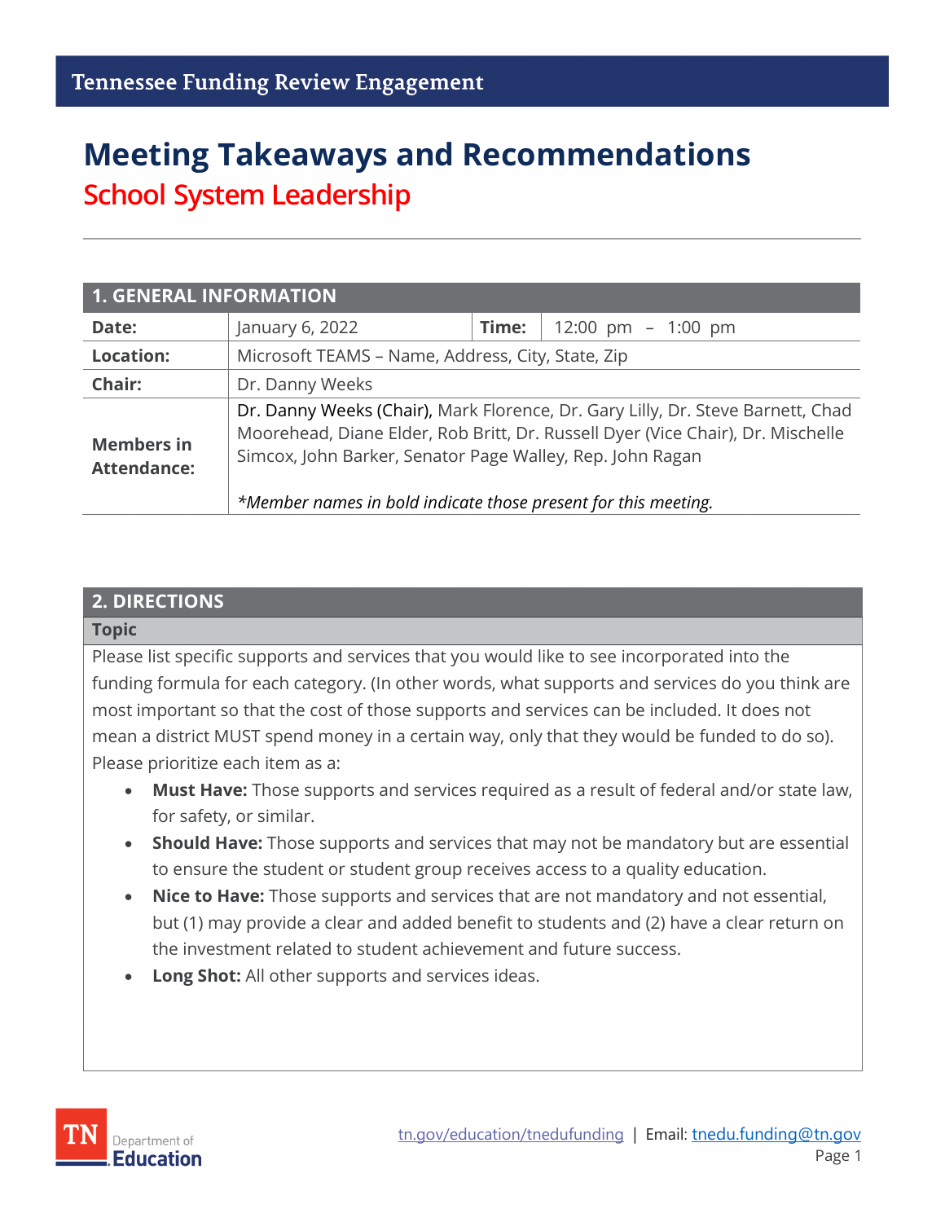Tennessee Funding Review Engagement

# Meeting Takeaways and Recommendations

## School System Leadership

| 1. GENERAL INFORMATION | | | |
|---|---|---|---|
| **Date:** | January 6, 2022 | **Time:** | 12:00 pm – 1:00 pm |
| **Location:** | Microsoft TEAMS – Name, Address, City, State, Zip | | |
| **Chair:** | Dr. Danny Weeks | | |
| **Members in Attendance:** | **Dr. Danny Weeks (Chair),** Mark Florence, Dr. Gary Lilly, Dr. Steve Barnett, Chad Moorehead, Diane Elder, Rob Britt, Dr. Russell Dyer (Vice Chair), Dr. Mischelle Simcox, John Barker, Senator Page Walley, Rep. John Ragan<br><br>*\*Member names in bold indicate those present for this meeting.* | | |

| 2. DIRECTIONS |
|---|
| **Topic** |
| Please list specific supports and services that you would like to see incorporated into the funding formula for each category. (In other words, what supports and services do you think are most important so that the cost of those supports and services can be included. It does not mean a district MUST spend money in a certain way, only that they would be funded to do so). Please prioritize each item as a:<br>• **Must Have:** Those supports and services required as a result of federal and/or state law, for safety, or similar.<br>• **Should Have:** Those supports and services that may not be mandatory but are essential to ensure the student or student group receives access to a quality education.<br>• **Nice to Have:** Those supports and services that are not mandatory and not essential, but (1) may provide a clear and added benefit to students and (2) have a clear return on the investment related to student achievement and future success.<br>• **Long Shot:** All other supports and services ideas. |

tn.gov/education/tnedufunding | Email: tnedu.funding@tn.gov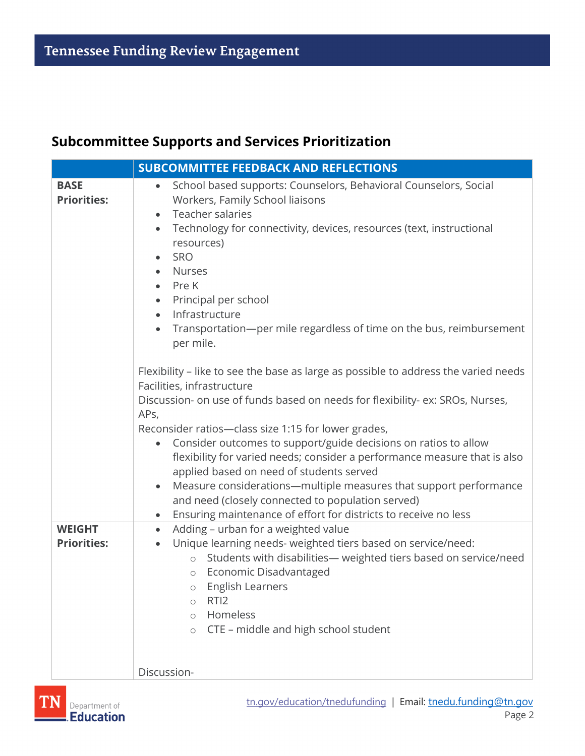## Subcommittee Supports and Services Prioritization

| | SUBCOMMITTEE FEEDBACK AND REFLECTIONS |
|---|---|
| **BASE Priorities:** | • School based supports: Counselors, Behavioral Counselors, Social Workers, Family School liaisons<br>• Teacher salaries<br>• Technology for connectivity, devices, resources (text, instructional resources)<br>• SRO<br>• Nurses<br>• Pre K<br>• Principal per school<br>• Infrastructure<br>• Transportation—per mile regardless of time on the bus, reimbursement per mile.<br><br>Flexibility – like to see the base as large as possible to address the varied needs<br>Facilities, infrastructure<br>Discussion- on use of funds based on needs for flexibility- ex: SROs, Nurses, APs,<br>Reconsider ratios—class size 1:15 for lower grades,<br>• Consider outcomes to support/guide decisions on ratios to allow flexibility for varied needs; consider a performance measure that is also applied based on need of students served<br>• Measure considerations—multiple measures that support performance and need (closely connected to population served)<br>• Ensuring maintenance of effort for districts to receive no less |
| **WEIGHT Priorities:** | • Adding – urban for a weighted value<br>• Unique learning needs- weighted tiers based on service/need:<br>&nbsp;&nbsp;&nbsp;&nbsp;○ Students with disabilities— weighted tiers based on service/need<br>&nbsp;&nbsp;&nbsp;&nbsp;○ Economic Disadvantaged<br>&nbsp;&nbsp;&nbsp;&nbsp;○ English Learners<br>&nbsp;&nbsp;&nbsp;&nbsp;○ RTI2<br>&nbsp;&nbsp;&nbsp;&nbsp;○ Homeless<br>&nbsp;&nbsp;&nbsp;&nbsp;○ CTE – middle and high school student<br><br>Discussion- |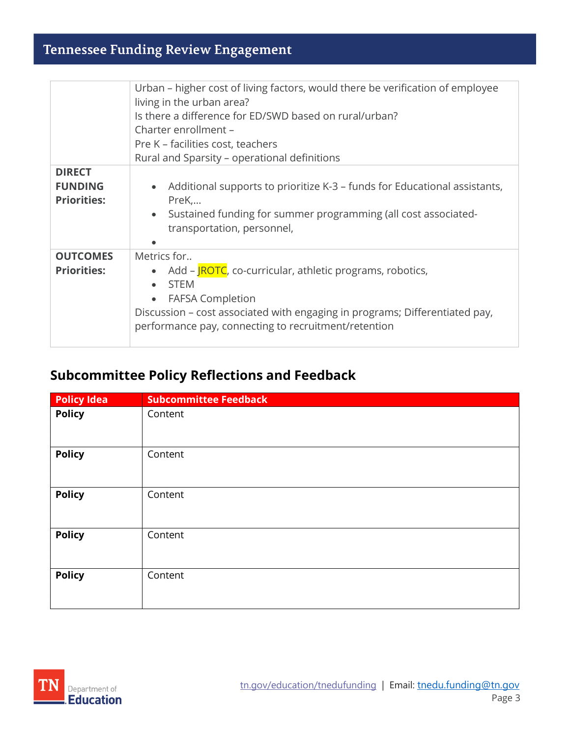| | |
|---|---|
| | Urban – higher cost of living factors, would there be verification of employee living in the urban area?<br>Is there a difference for ED/SWD based on rural/urban?<br>Charter enrollment –<br>Pre K – facilities cost, teachers<br>Rural and Sparsity – operational definitions |
| **DIRECT FUNDING Priorities:** | • Additional supports to prioritize K-3 – funds for Educational assistants, PreK,…<br>• Sustained funding for summer programming (all cost associated-transportation, personnel,<br>• |
| **OUTCOMES Priorities:** | Metrics for..<br>• Add – JROTC, co-curricular, athletic programs, robotics,<br>• STEM<br>• FAFSA Completion<br>Discussion – cost associated with engaging in programs; Differentiated pay, performance pay, connecting to recruitment/retention |

## Subcommittee Policy Reflections and Feedback

| Policy Idea | Subcommittee Feedback |
|---|---|
| **Policy** | Content |
| **Policy** | Content |
| **Policy** | Content |
| **Policy** | Content |
| **Policy** | Content |

tn.gov/education/tnedufunding | Email: tnedu.funding@tn.gov